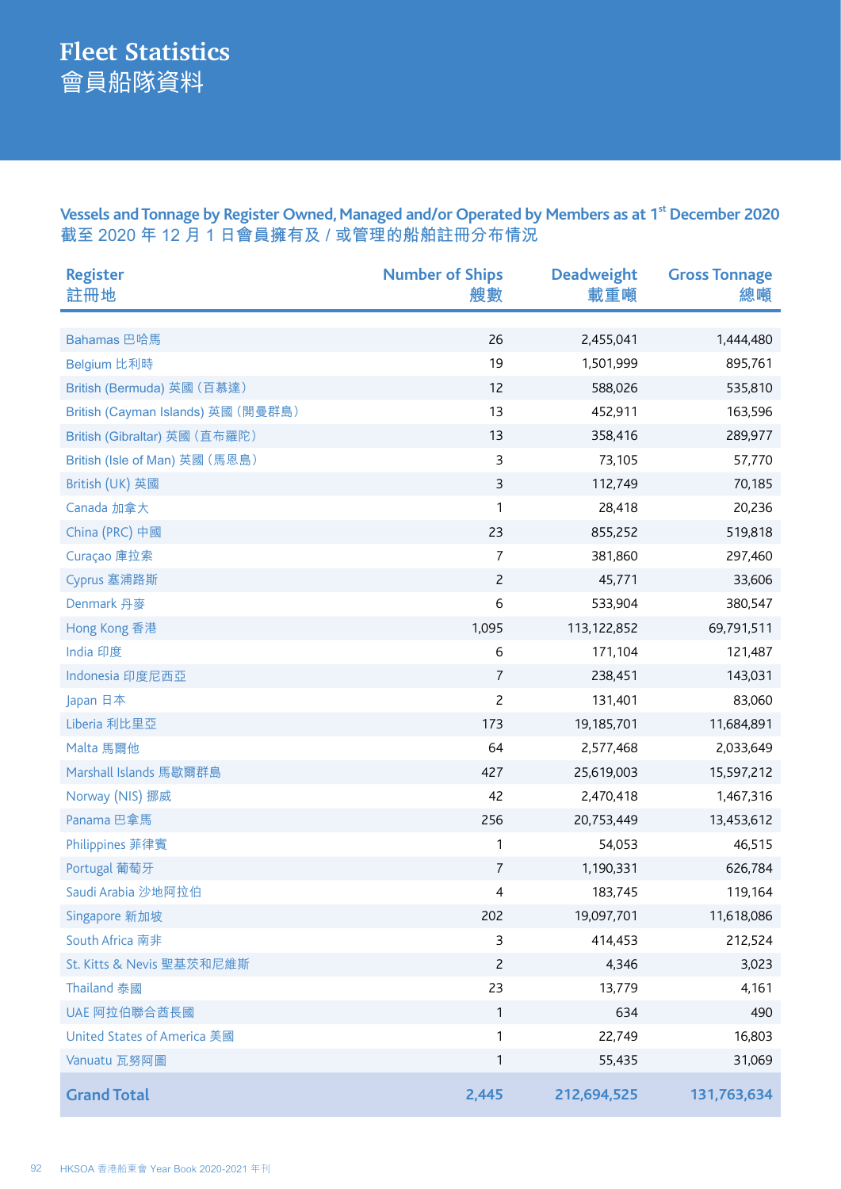# Fleet Statistics
# 會員船隊資料

## Vessels and Tonnage by Register Owned, Managed and/or Operated by Members as at 1st December 2020
## 截至 2020 年 12 月 1 日會員擁有及 / 或管理的船舶註冊分布情況

| Register<br>註冊地 | Number of Ships<br>艘數 | Deadweight<br>載重噸 | Gross Tonnage<br>總噸 |
|---|---|---|---|
| Bahamas 巴哈馬 | 26 | 2,455,041 | 1,444,480 |
| Belgium 比利時 | 19 | 1,501,999 | 895,761 |
| British (Bermuda) 英國（百慕達） | 12 | 588,026 | 535,810 |
| British (Cayman Islands) 英國（開曼群島） | 13 | 452,911 | 163,596 |
| British (Gibraltar) 英國（直布羅陀） | 13 | 358,416 | 289,977 |
| British (Isle of Man) 英國（馬恩島） | 3 | 73,105 | 57,770 |
| British (UK) 英國 | 3 | 112,749 | 70,185 |
| Canada 加拿大 | 1 | 28,418 | 20,236 |
| China (PRC) 中國 | 23 | 855,252 | 519,818 |
| Curaçao 庫拉索 | 7 | 381,860 | 297,460 |
| Cyprus 塞浦路斯 | 2 | 45,771 | 33,606 |
| Denmark 丹麥 | 6 | 533,904 | 380,547 |
| Hong Kong 香港 | 1,095 | 113,122,852 | 69,791,511 |
| India 印度 | 6 | 171,104 | 121,487 |
| Indonesia 印度尼西亞 | 7 | 238,451 | 143,031 |
| Japan 日本 | 2 | 131,401 | 83,060 |
| Liberia 利比里亞 | 173 | 19,185,701 | 11,684,891 |
| Malta 馬爾他 | 64 | 2,577,468 | 2,033,649 |
| Marshall Islands 馬歇爾群島 | 427 | 25,619,003 | 15,597,212 |
| Norway (NIS) 挪威 | 42 | 2,470,418 | 1,467,316 |
| Panama 巴拿馬 | 256 | 20,753,449 | 13,453,612 |
| Philippines 菲律賓 | 1 | 54,053 | 46,515 |
| Portugal 葡萄牙 | 7 | 1,190,331 | 626,784 |
| Saudi Arabia 沙地阿拉伯 | 4 | 183,745 | 119,164 |
| Singapore 新加坡 | 202 | 19,097,701 | 11,618,086 |
| South Africa 南非 | 3 | 414,453 | 212,524 |
| St. Kitts & Nevis 聖基茨和尼維斯 | 2 | 4,346 | 3,023 |
| Thailand 泰國 | 23 | 13,779 | 4,161 |
| UAE 阿拉伯聯合酋長國 | 1 | 634 | 490 |
| United States of America 美國 | 1 | 22,749 | 16,803 |
| Vanuatu 瓦努阿圖 | 1 | 55,435 | 31,069 |
| **Grand Total** | **2,445** | **212,694,525** | **131,763,634** |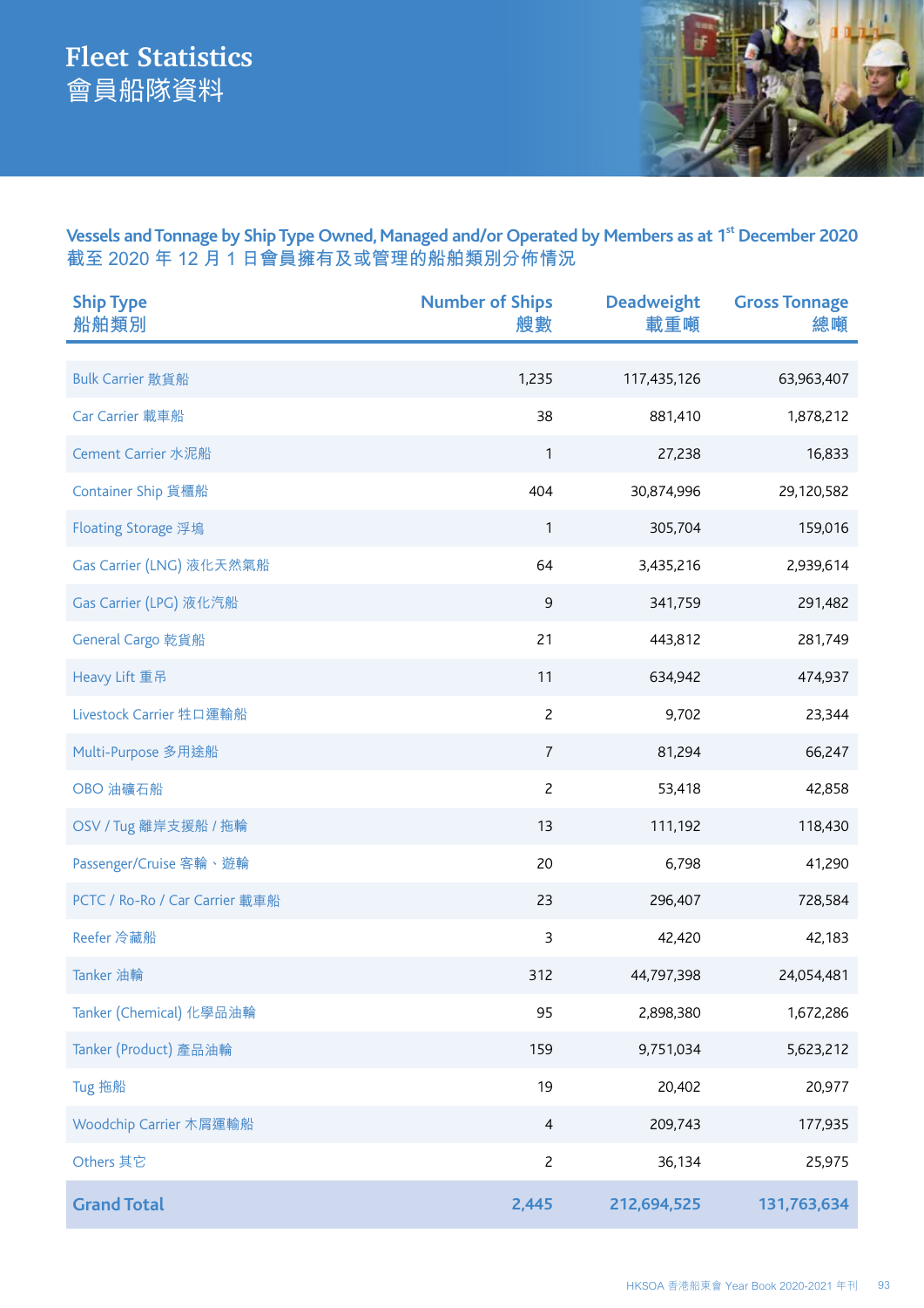# Fleet Statistics
# 會員船隊資料

## Vessels and Tonnage by Ship Type Owned, Managed and/or Operated by Members as at 1st December 2020
## 截至 2020 年 12 月 1 日會員擁有及或管理的船舶類別分佈情況

| Ship Type 船舶類別 | Number of Ships 艘數 | Deadweight 載重噸 | Gross Tonnage 總噸 |
|---|---|---|---|
| Bulk Carrier 散貨船 | 1,235 | 117,435,126 | 63,963,407 |
| Car Carrier 載車船 | 38 | 881,410 | 1,878,212 |
| Cement Carrier 水泥船 | 1 | 27,238 | 16,833 |
| Container Ship 貨櫃船 | 404 | 30,874,996 | 29,120,582 |
| Floating Storage 浮塢 | 1 | 305,704 | 159,016 |
| Gas Carrier (LNG) 液化天然氣船 | 64 | 3,435,216 | 2,939,614 |
| Gas Carrier (LPG) 液化汽船 | 9 | 341,759 | 291,482 |
| General Cargo 乾貨船 | 21 | 443,812 | 281,749 |
| Heavy Lift 重吊 | 11 | 634,942 | 474,937 |
| Livestock Carrier 牲口運輸船 | 2 | 9,702 | 23,344 |
| Multi-Purpose 多用途船 | 7 | 81,294 | 66,247 |
| OBO 油礦石船 | 2 | 53,418 | 42,858 |
| OSV / Tug 離岸支援船 / 拖輪 | 13 | 111,192 | 118,430 |
| Passenger/Cruise 客輪、遊輪 | 20 | 6,798 | 41,290 |
| PCTC / Ro-Ro / Car Carrier 載車船 | 23 | 296,407 | 728,584 |
| Reefer 冷藏船 | 3 | 42,420 | 42,183 |
| Tanker 油輪 | 312 | 44,797,398 | 24,054,481 |
| Tanker (Chemical) 化學品油輪 | 95 | 2,898,380 | 1,672,286 |
| Tanker (Product) 產品油輪 | 159 | 9,751,034 | 5,623,212 |
| Tug 拖船 | 19 | 20,402 | 20,977 |
| Woodchip Carrier 木屑運輸船 | 4 | 209,743 | 177,935 |
| Others 其它 | 2 | 36,134 | 25,975 |
| **Grand Total** | **2,445** | **212,694,525** | **131,763,634** |